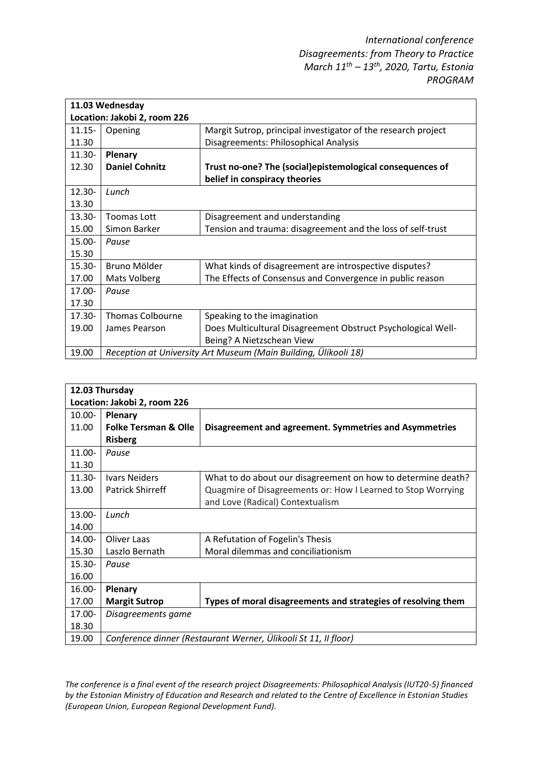*International conference*
*Disagreements: from Theory to Practice*
*March 11th – 13th, 2020, Tartu, Estonia*
*PROGRAM*

| **11.03 Wednesday** **Location: Jakobi 2, room 226** | | |
|---|---|---|
| 11.15-11.30 | Opening | Margit Sutrop, principal investigator of the research project Disagreements: Philosophical Analysis |
| 11.30-12.30 | **Plenary** **Daniel Cohnitz** | **Trust no-one? The (social)epistemological consequences of belief in conspiracy theories** |
| 12.30-13.30 | *Lunch* | |
| 13.30-15.00 | Toomas Lott<br>Simon Barker | Disagreement and understanding<br>Tension and trauma: disagreement and the loss of self-trust |
| 15.00-15.30 | *Pause* | |
| 15.30-17.00 | Bruno Mölder<br>Mats Volberg | What kinds of disagreement are introspective disputes?<br>The Effects of Consensus and Convergence in public reason |
| 17.00-17.30 | *Pause* | |
| 17.30-19.00 | Thomas Colbourne<br>James Pearson | Speaking to the imagination<br>Does Multicultural Disagreement Obstruct Psychological Well-Being? A Nietzschean View |
| 19.00 | *Reception at University Art Museum (Main Building, Ülikooli 18)* | |

| **12.03 Thursday** **Location: Jakobi 2, room 226** | | |
|---|---|---|
| 10.00-11.00 | **Plenary** **Folke Tersman & Olle Risberg** | **Disagreement and agreement. Symmetries and Asymmetries** |
| 11.00-11.30 | *Pause* | |
| 11.30-13.00 | Ivars Neiders<br>Patrick Shirreff | What to do about our disagreement on how to determine death?<br>Quagmire of Disagreements or: How I Learned to Stop Worrying and Love (Radical) Contextualism |
| 13.00-14.00 | *Lunch* | |
| 14.00-15.30 | Oliver Laas<br>Laszlo Bernath | A Refutation of Fogelin's Thesis<br>Moral dilemmas and conciliationism |
| 15.30-16.00 | *Pause* | |
| 16.00-17.00 | **Plenary** **Margit Sutrop** | **Types of moral disagreements and strategies of resolving them** |
| 17.00-18.30 | *Disagreements game* | |
| 19.00 | *Conference dinner (Restaurant Werner, Ülikooli St 11, II floor)* | |

*The conference is a final event of the research project Disagreements: Philosophical Analysis (IUT20-5) financed by the Estonian Ministry of Education and Research and related to the Centre of Excellence in Estonian Studies (European Union, European Regional Development Fund).*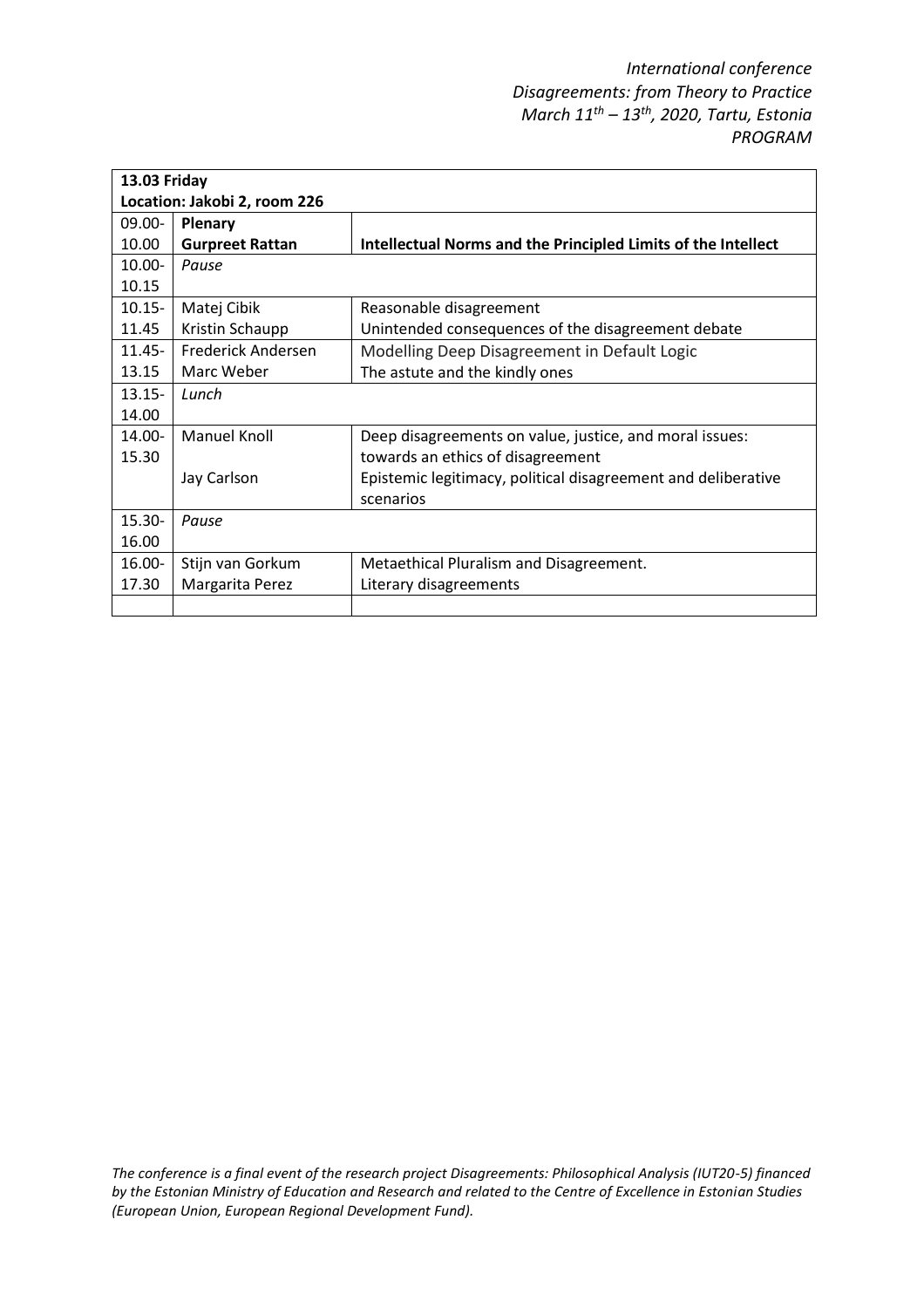*International conference*
*Disagreements: from Theory to Practice*
*March 11th – 13th, 2020, Tartu, Estonia*
*PROGRAM*

| **13.03 Friday** | | |
|---|---|---|
| **Location: Jakobi 2, room 226** | | |
| 09.00-10.00 | **Plenary** **Gurpreet Rattan** | **Intellectual Norms and the Principled Limits of the Intellect** |
| 10.00-10.15 | *Pause* | |
| 10.15-11.45 | Matej Cibik | Reasonable disagreement |
| | Kristin Schaupp | Unintended consequences of the disagreement debate |
| 11.45-13.15 | Frederick Andersen | Modelling Deep Disagreement in Default Logic |
| | Marc Weber | The astute and the kindly ones |
| 13.15-14.00 | *Lunch* | |
| 14.00-15.30 | Manuel Knoll | Deep disagreements on value, justice, and moral issues: towards an ethics of disagreement |
| | Jay Carlson | Epistemic legitimacy, political disagreement and deliberative scenarios |
| 15.30-16.00 | *Pause* | |
| 16.00-17.30 | Stijn van Gorkum | Metaethical Pluralism and Disagreement. |
| | Margarita Perez | Literary disagreements |
| | | |

*The conference is a final event of the research project Disagreements: Philosophical Analysis (IUT20-5) financed by the Estonian Ministry of Education and Research and related to the Centre of Excellence in Estonian Studies (European Union, European Regional Development Fund).*